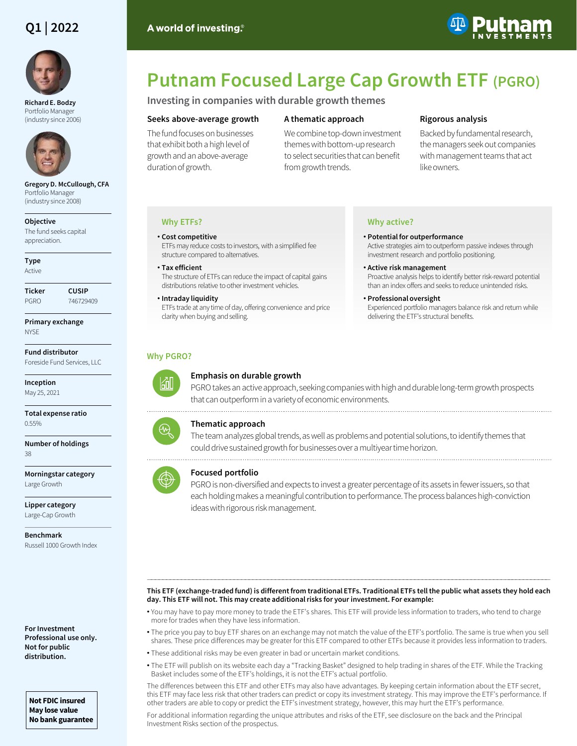Q1 | 2022

A world of investing.®

Putnam Investments

# Putnam Focused Large Cap Growth ETF (PGRO)

## Investing in companies with durable growth themes

### Seeks above-average growth

The fund focuses on businesses that exhibit both a high level of growth and an above-average duration of growth.

### A thematic approach

We combine top-down investment themes with bottom-up research to select securities that can benefit from growth trends.

### Rigorous analysis

Backed by fundamental research, the managers seek out companies with management teams that act like owners.

**Richard E. Bodzy**
Portfolio Manager
(industry since 2006)

**Gregory D. McCullough, CFA**
Portfolio Manager
(industry since 2008)

**Objective**
The fund seeks capital appreciation.

**Type**
Active

**Ticker**
PGRO

**CUSIP**
746729409

**Primary exchange**
NYSE

**Fund distributor**
Foreside Fund Services, LLC

**Inception**
May 25, 2021

**Total expense ratio**
0.55%

**Number of holdings**
38

**Morningstar category**
Large Growth

**Lipper category**
Large-Cap Growth

**Benchmark**
Russell 1000 Growth Index

### Why ETFs?

- **Cost competitive**
  ETFs may reduce costs to investors, with a simplified fee structure compared to alternatives.
- **Tax efficient**
  The structure of ETFs can reduce the impact of capital gains distributions relative to other investment vehicles.
- **Intraday liquidity**
  ETFs trade at any time of day, offering convenience and price clarity when buying and selling.

### Why active?

- **Potential for outperformance**
  Active strategies aim to outperform passive indexes through investment research and portfolio positioning.
- **Active risk management**
  Proactive analysis helps to identify better risk-reward potential than an index offers and seeks to reduce unintended risks.
- **Professional oversight**
  Experienced portfolio managers balance risk and return while delivering the ETF's structural benefits.

### Why PGRO?

**Emphasis on durable growth**
PGRO takes an active approach, seeking companies with high and durable long-term growth prospects that can outperform in a variety of economic environments.

**Thematic approach**
The team analyzes global trends, as well as problems and potential solutions, to identify themes that could drive sustained growth for businesses over a multiyear time horizon.

**Focused portfolio**
PGRO is non-diversified and expects to invest a greater percentage of its assets in fewer issuers, so that each holding makes a meaningful contribution to performance. The process balances high-conviction ideas with rigorous risk management.

**This ETF (exchange-traded fund) is different from traditional ETFs. Traditional ETFs tell the public what assets they hold each day. This ETF will not. This may create additional risks for your investment. For example:**

- You may have to pay more money to trade the ETF's shares. This ETF will provide less information to traders, who tend to charge more for trades when they have less information.
- The price you pay to buy ETF shares on an exchange may not match the value of the ETF's portfolio. The same is true when you sell shares. These price differences may be greater for this ETF compared to other ETFs because it provides less information to traders.
- These additional risks may be even greater in bad or uncertain market conditions.
- The ETF will publish on its website each day a "Tracking Basket" designed to help trading in shares of the ETF. While the Tracking Basket includes some of the ETF's holdings, it is not the ETF's actual portfolio.

The differences between this ETF and other ETFs may also have advantages. By keeping certain information about the ETF secret, this ETF may face less risk that other traders can predict or copy its investment strategy. This may improve the ETF's performance. If other traders are able to copy or predict the ETF's investment strategy, however, this may hurt the ETF's performance.

For additional information regarding the unique attributes and risks of the ETF, see disclosure on the back and the Principal Investment Risks section of the prospectus.

**For Investment Professional use only. Not for public distribution.**

**Not FDIC insured**
**May lose value**
**No bank guarantee**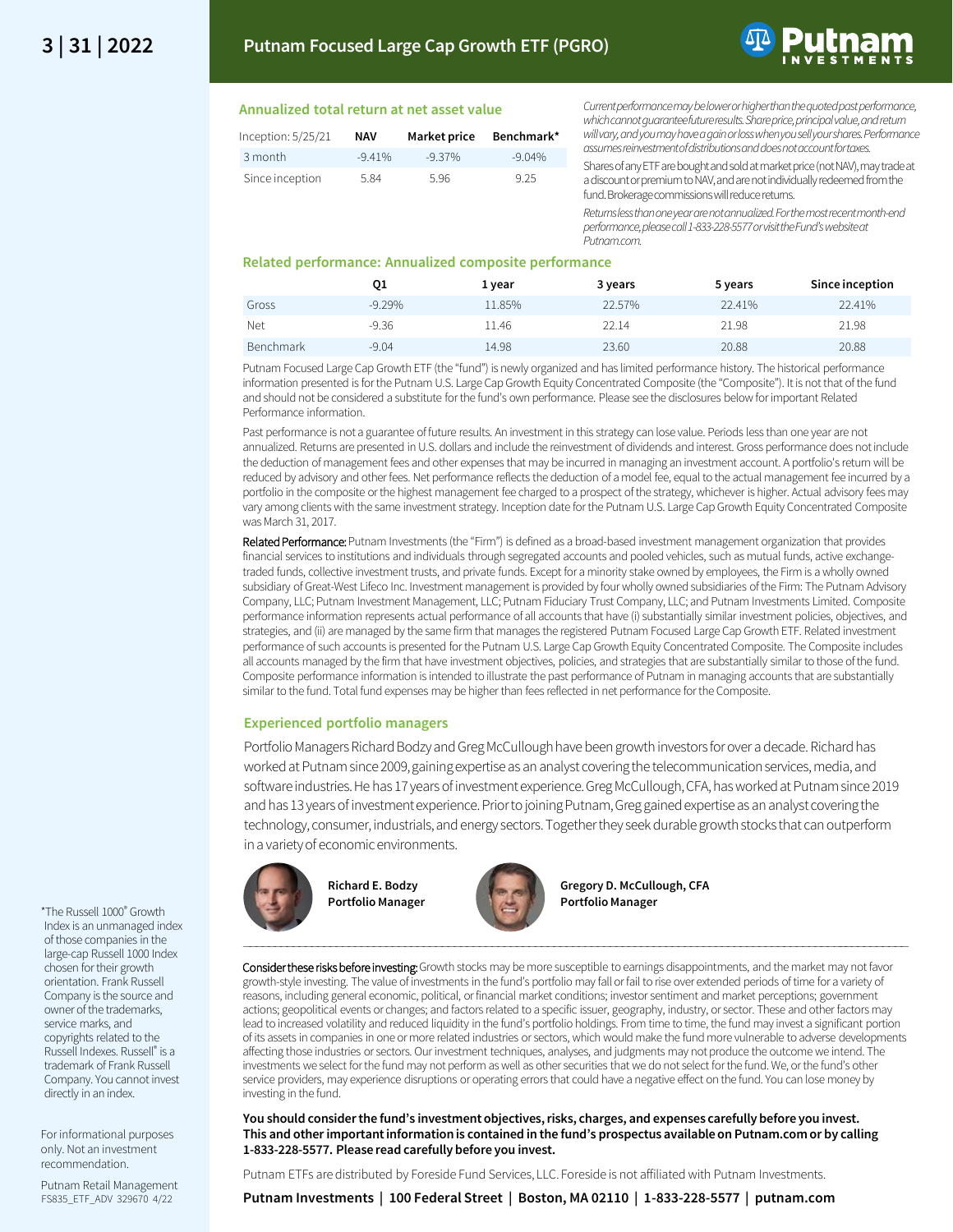# Putnam Focused Large Cap Growth ETF (PGRO)

3 | 31 | 2022

## Annualized total return at net asset value

| Inception: 5/25/21 | NAV | Market price | Benchmark* |
|---|---|---|---|
| 3 month | -9.41% | -9.37% | -9.04% |
| Since inception | 5.84 | 5.96 | 9.25 |

*Current performance may be lower or higher than the quoted past performance, which cannot guarantee future results. Share price, principal value, and return will vary, and you may have a gain or loss when you sell your shares. Performance assumes reinvestment of distributions and does not account for taxes.*

Shares of any ETF are bought and sold at market price (not NAV), may trade at a discount or premium to NAV, and are not individually redeemed from the fund. Brokerage commissions will reduce returns.

*Returns less than one year are not annualized. For the most recent month-end performance, please call 1-833-228-5577 or visit the Fund's website at Putnam.com.*

## Related performance: Annualized composite performance

| | Q1 | 1 year | 3 years | 5 years | Since inception |
|---|---|---|---|---|---|
| Gross | -9.29% | 11.85% | 22.57% | 22.41% | 22.41% |
| Net | -9.36 | 11.46 | 22.14 | 21.98 | 21.98 |
| Benchmark | -9.04 | 14.98 | 23.60 | 20.88 | 20.88 |

Putnam Focused Large Cap Growth ETF (the "fund") is newly organized and has limited performance history. The historical performance information presented is for the Putnam U.S. Large Cap Growth Equity Concentrated Composite (the "Composite"). It is not that of the fund and should not be considered a substitute for the fund's own performance. Please see the disclosures below for important Related Performance information.

Past performance is not a guarantee of future results. An investment in this strategy can lose value. Periods less than one year are not annualized. Returns are presented in U.S. dollars and include the reinvestment of dividends and interest. Gross performance does not include the deduction of management fees and other expenses that may be incurred in managing an investment account. A portfolio's return will be reduced by advisory and other fees. Net performance reflects the deduction of a model fee, equal to the actual management fee incurred by a portfolio in the composite or the highest management fee charged to a prospect of the strategy, whichever is higher. Actual advisory fees may vary among clients with the same investment strategy. Inception date for the Putnam U.S. Large Cap Growth Equity Concentrated Composite was March 31, 2017.

**Related Performance:** Putnam Investments (the "Firm") is defined as a broad-based investment management organization that provides financial services to institutions and individuals through segregated accounts and pooled vehicles, such as mutual funds, active exchange-traded funds, collective investment trusts, and private funds. Except for a minority stake owned by employees, the Firm is a wholly owned subsidiary of Great-West Lifeco Inc. Investment management is provided by four wholly owned subsidiaries of the Firm: The Putnam Advisory Company, LLC; Putnam Investment Management, LLC; Putnam Fiduciary Trust Company, LLC; and Putnam Investments Limited. Composite performance information represents actual performance of all accounts that have (i) substantially similar investment policies, objectives, and strategies, and (ii) are managed by the same firm that manages the registered Putnam Focused Large Cap Growth ETF. Related investment performance of such accounts is presented for the Putnam U.S. Large Cap Growth Equity Concentrated Composite. The Composite includes all accounts managed by the firm that have investment objectives, policies, and strategies that are substantially similar to those of the fund. Composite performance information is intended to illustrate the past performance of Putnam in managing accounts that are substantially similar to the fund. Total fund expenses may be higher than fees reflected in net performance for the Composite.

## Experienced portfolio managers

Portfolio Managers Richard Bodzy and Greg McCullough have been growth investors for over a decade. Richard has worked at Putnam since 2009, gaining expertise as an analyst covering the telecommunication services, media, and software industries. He has 17 years of investment experience. Greg McCullough, CFA, has worked at Putnam since 2019 and has 13 years of investment experience. Prior to joining Putnam, Greg gained expertise as an analyst covering the technology, consumer, industrials, and energy sectors. Together they seek durable growth stocks that can outperform in a variety of economic environments.

**Richard E. Bodzy**
**Portfolio Manager**

**Gregory D. McCullough, CFA**
**Portfolio Manager**

**Consider these risks before investing:** Growth stocks may be more susceptible to earnings disappointments, and the market may not favor growth-style investing. The value of investments in the fund's portfolio may fall or fail to rise over extended periods of time for a variety of reasons, including general economic, political, or financial market conditions; investor sentiment and market perceptions; government actions; geopolitical events or changes; and factors related to a specific issuer, geography, industry, or sector. These and other factors may lead to increased volatility and reduced liquidity in the fund's portfolio holdings. From time to time, the fund may invest a significant portion of its assets in companies in one or more related industries or sectors, which would make the fund more vulnerable to adverse developments affecting those industries or sectors. Our investment techniques, analyses, and judgments may not produce the outcome we intend. The investments we select for the fund may not perform as well as other securities that we do not select for the fund. We, or the fund's other service providers, may experience disruptions or operating errors that could have a negative effect on the fund. You can lose money by investing in the fund.

**You should consider the fund's investment objectives, risks, charges, and expenses carefully before you invest. This and other important information is contained in the fund's prospectus available on Putnam.com or by calling 1-833-228-5577. Please read carefully before you invest.**

Putnam ETFs are distributed by Foreside Fund Services, LLC. Foreside is not affiliated with Putnam Investments.

**Putnam Investments | 100 Federal Street | Boston, MA 02110 | 1-833-228-5577 | putnam.com**

*The Russell 1000® Growth Index is an unmanaged index of those companies in the large-cap Russell 1000 Index chosen for their growth orientation. Frank Russell Company is the source and owner of the trademarks, service marks, and copyrights related to the Russell Indexes. Russell® is a trademark of Frank Russell Company. You cannot invest directly in an index.

For informational purposes only. Not an investment recommendation.

Putnam Retail Management
FS835_ETF_ADV 329670 4/22